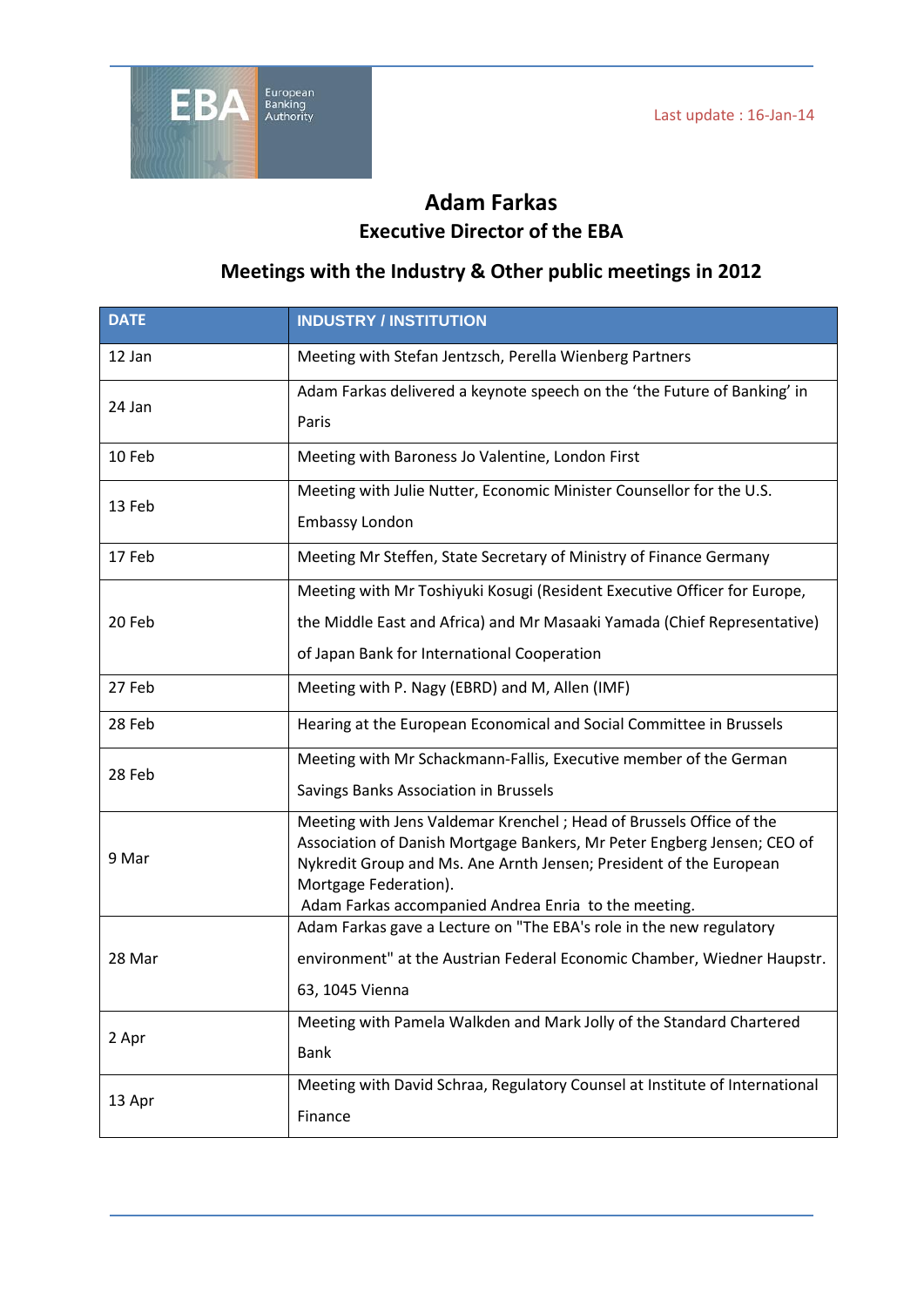Last update : 16-Jan-14

# Adam Farkas
## Executive Director of the EBA

## Meetings with the Industry & Other public meetings in 2012

| DATE | INDUSTRY / INSTITUTION |
|---|---|
| 12 Jan | Meeting with Stefan Jentzsch, Perella Wienberg Partners |
| 24 Jan | Adam Farkas delivered a keynote speech on the 'the Future of Banking' in Paris |
| 10 Feb | Meeting with Baroness Jo Valentine, London First |
| 13 Feb | Meeting with Julie Nutter, Economic Minister Counsellor for the U.S. Embassy London |
| 17 Feb | Meeting Mr Steffen, State Secretary of Ministry of Finance Germany |
| 20 Feb | Meeting with Mr Toshiyuki Kosugi (Resident Executive Officer for Europe, the Middle East and Africa) and Mr Masaaki Yamada (Chief Representative) of Japan Bank for International Cooperation |
| 27 Feb | Meeting with P. Nagy (EBRD) and M, Allen (IMF) |
| 28 Feb | Hearing at the European Economical and Social Committee in Brussels |
| 28 Feb | Meeting with Mr Schackmann-Fallis, Executive member of the German Savings Banks Association in Brussels |
| 9 Mar | Meeting with Jens Valdemar Krenchel ; Head of Brussels Office of the Association of Danish Mortgage Bankers, Mr Peter Engberg Jensen; CEO of Nykredit Group and Ms. Ane Arnth Jensen; President of the European Mortgage Federation). Adam Farkas accompanied Andrea Enria to the meeting. |
| 28 Mar | Adam Farkas gave a Lecture on "The EBA's role in the new regulatory environment" at the Austrian Federal Economic Chamber, Wiedner Haupstr. 63, 1045 Vienna |
| 2 Apr | Meeting with Pamela Walkden and Mark Jolly of the Standard Chartered Bank |
| 13 Apr | Meeting with David Schraa, Regulatory Counsel at Institute of International Finance |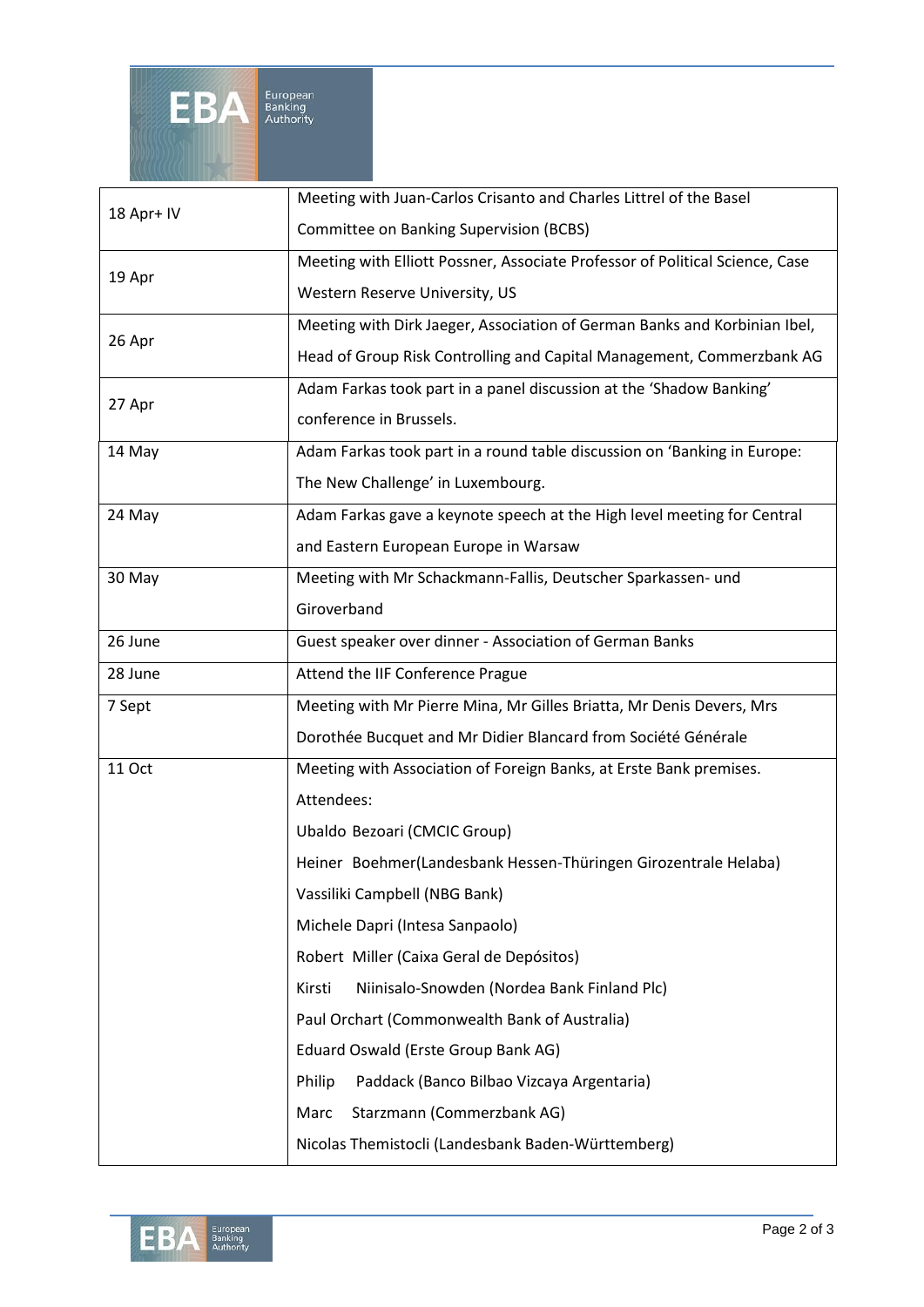| | |
|---|---|
| 18 Apr+ IV | Meeting with Juan-Carlos Crisanto and Charles Littrel of the Basel Committee on Banking Supervision (BCBS) |
| 19 Apr | Meeting with Elliott Possner, Associate Professor of Political Science, Case Western Reserve University, US |
| 26 Apr | Meeting with Dirk Jaeger, Association of German Banks and Korbinian Ibel, Head of Group Risk Controlling and Capital Management, Commerzbank AG |
| 27 Apr | Adam Farkas took part in a panel discussion at the 'Shadow Banking' conference in Brussels. |
| 14 May | Adam Farkas took part in a round table discussion on 'Banking in Europe: The New Challenge' in Luxembourg. |
| 24 May | Adam Farkas gave a keynote speech at the High level meeting for Central and Eastern European Europe in Warsaw |
| 30 May | Meeting with Mr Schackmann-Fallis, Deutscher Sparkassen- und Giroverband |
| 26 June | Guest speaker over dinner - Association of German Banks |
| 28 June | Attend the IIF Conference Prague |
| 7 Sept | Meeting with Mr Pierre Mina, Mr Gilles Briatta, Mr Denis Devers, Mrs Dorothée Bucquet and Mr Didier Blancard from Société Générale |
| 11 Oct | Meeting with Association of Foreign Banks, at Erste Bank premises.<br>Attendees:<br>Ubaldo Bezoari (CMCIC Group)<br>Heiner Boehmer(Landesbank Hessen-Thüringen Girozentrale Helaba)<br>Vassiliki Campbell (NBG Bank)<br>Michele Dapri (Intesa Sanpaolo)<br>Robert Miller (Caixa Geral de Depósitos)<br>Kirsti Niinisalo-Snowden (Nordea Bank Finland Plc)<br>Paul Orchart (Commonwealth Bank of Australia)<br>Eduard Oswald (Erste Group Bank AG)<br>Philip Paddack (Banco Bilbao Vizcaya Argentaria)<br>Marc Starzmann (Commerzbank AG)<br>Nicolas Themistocli (Landesbank Baden-Württemberg) |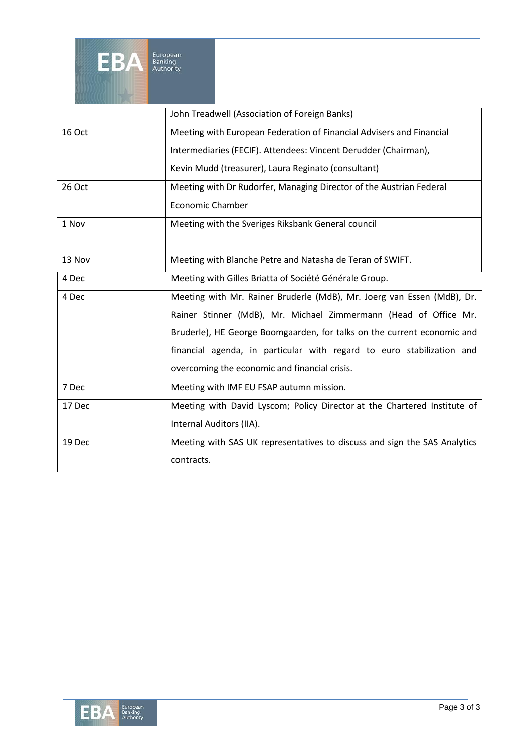| | |
|---|---|
| | John Treadwell (Association of Foreign Banks) |
| 16 Oct | Meeting with European Federation of Financial Advisers and Financial Intermediaries (FECIF). Attendees: Vincent Derudder (Chairman), Kevin Mudd (treasurer), Laura Reginato (consultant) |
| 26 Oct | Meeting with Dr Rudorfer, Managing Director of the Austrian Federal Economic Chamber |
| 1 Nov | Meeting with the Sveriges Riksbank General council |
| 13 Nov | Meeting with Blanche Petre and Natasha de Teran of SWIFT. |
| 4 Dec | Meeting with Gilles Briatta of Société Générale Group. |
| 4 Dec | Meeting with Mr. Rainer Bruderle (MdB), Mr. Joerg van Essen (MdB), Dr. Rainer Stinner (MdB), Mr. Michael Zimmermann (Head of Office Mr. Bruderle), HE George Boomgaarden, for talks on the current economic and financial agenda, in particular with regard to euro stabilization and overcoming the economic and financial crisis. |
| 7 Dec | Meeting with IMF EU FSAP autumn mission. |
| 17 Dec | Meeting with David Lyscom; Policy Director at the Chartered Institute of Internal Auditors (IIA). |
| 19 Dec | Meeting with SAS UK representatives to discuss and sign the SAS Analytics contracts. |